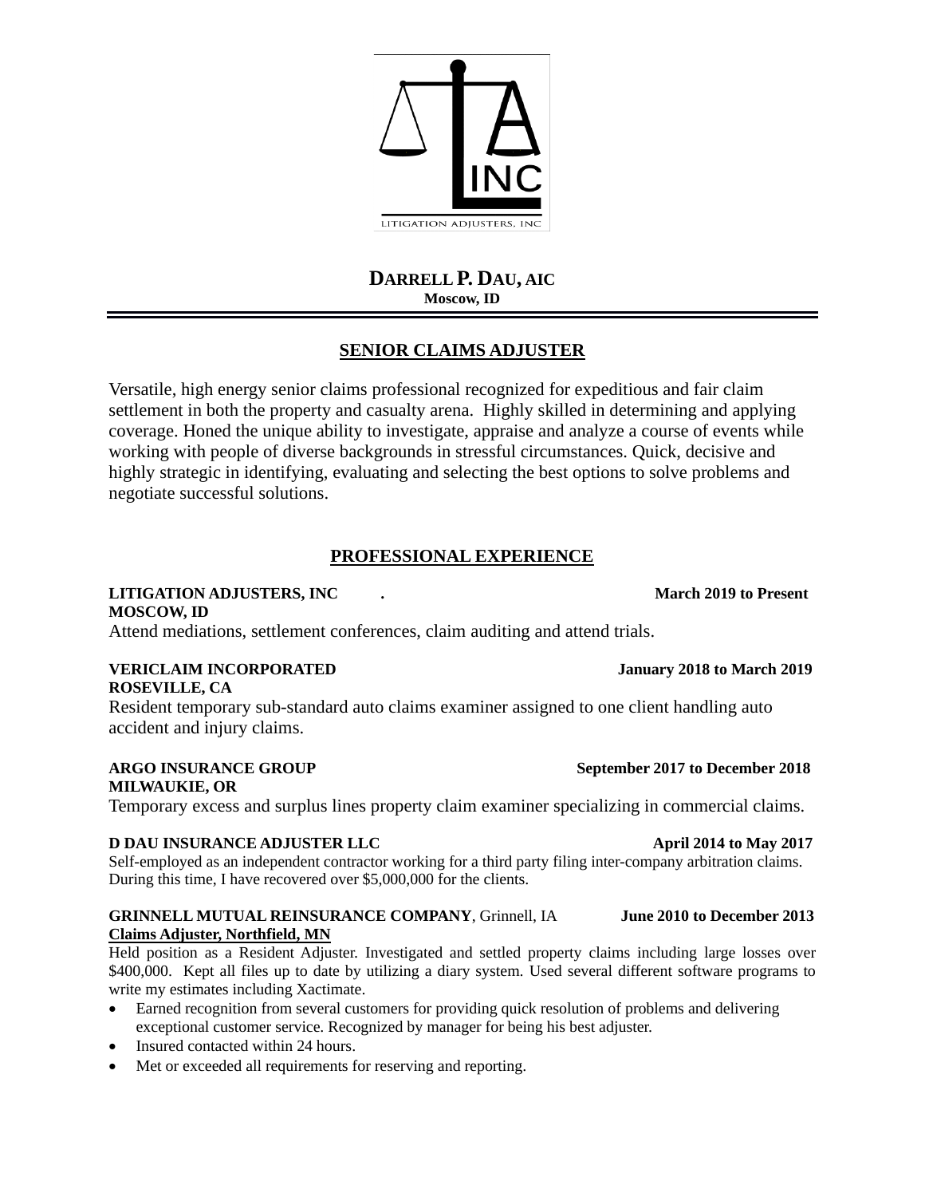LITIGATION ADJUSTERS, INC

# DARRELL P. DAU, AIC

**Moscow, ID**

---

## SENIOR CLAIMS ADJUSTER

Versatile, high energy senior claims professional recognized for expeditious and fair claim settlement in both the property and casualty arena. Highly skilled in determining and applying coverage. Honed the unique ability to investigate, appraise and analyze a course of events while working with people of diverse backgrounds in stressful circumstances. Quick, decisive and highly strategic in identifying, evaluating and selecting the best options to solve problems and negotiate successful solutions.

## PROFESSIONAL EXPERIENCE

**LITIGATION ADJUSTERS, INC .** **March 2019 to Present**
**MOSCOW, ID**

Attend mediations, settlement conferences, claim auditing and attend trials.

**VERICLAIM INCORPORATED** **January 2018 to March 2019**
**ROSEVILLE, CA**

Resident temporary sub-standard auto claims examiner assigned to one client handling auto accident and injury claims.

**ARGO INSURANCE GROUP** **September 2017 to December 2018**
**MILWAUKIE, OR**

Temporary excess and surplus lines property claim examiner specializing in commercial claims.

**D DAU INSURANCE ADJUSTER LLC** **April 2014 to May 2017**

Self-employed as an independent contractor working for a third party filing inter-company arbitration claims. During this time, I have recovered over $5,000,000 for the clients.

**GRINNELL MUTUAL REINSURANCE COMPANY**, Grinnell, IA **June 2010 to December 2013**
**Claims Adjuster, Northfield, MN**

Held position as a Resident Adjuster. Investigated and settled property claims including large losses over $400,000. Kept all files up to date by utilizing a diary system. Used several different software programs to write my estimates including Xactimate.

- Earned recognition from several customers for providing quick resolution of problems and delivering exceptional customer service. Recognized by manager for being his best adjuster.
- Insured contacted within 24 hours.
- Met or exceeded all requirements for reserving and reporting.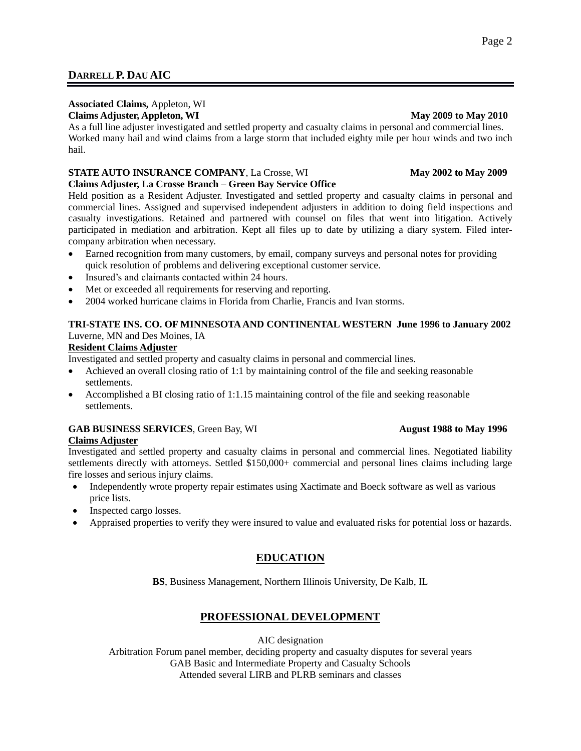**Associated Claims,** Appleton, WI
**Claims Adjuster, Appleton, WI** **May 2009 to May 2010**
As a full line adjuster investigated and settled property and casualty claims in personal and commercial lines. Worked many hail and wind claims from a large storm that included eighty mile per hour winds and two inch hail.

**STATE AUTO INSURANCE COMPANY**, La Crosse, WI **May 2002 to May 2009**
**Claims Adjuster, La Crosse Branch – Green Bay Service Office**
Held position as a Resident Adjuster. Investigated and settled property and casualty claims in personal and commercial lines. Assigned and supervised independent adjusters in addition to doing field inspections and casualty investigations. Retained and partnered with counsel on files that went into litigation. Actively participated in mediation and arbitration. Kept all files up to date by utilizing a diary system. Filed inter-company arbitration when necessary.

- Earned recognition from many customers, by email, company surveys and personal notes for providing quick resolution of problems and delivering exceptional customer service.
- Insured's and claimants contacted within 24 hours.
- Met or exceeded all requirements for reserving and reporting.
- 2004 worked hurricane claims in Florida from Charlie, Francis and Ivan storms.

**TRI-STATE INS. CO. OF MINNESOTA AND CONTINENTAL WESTERN June 1996 to January 2002**
Luverne, MN and Des Moines, IA
**Resident Claims Adjuster**
Investigated and settled property and casualty claims in personal and commercial lines.

- Achieved an overall closing ratio of 1:1 by maintaining control of the file and seeking reasonable settlements.
- Accomplished a BI closing ratio of 1:1.15 maintaining control of the file and seeking reasonable settlements.

**GAB BUSINESS SERVICES**, Green Bay, WI **August 1988 to May 1996**
**Claims Adjuster**
Investigated and settled property and casualty claims in personal and commercial lines. Negotiated liability settlements directly with attorneys. Settled $150,000+ commercial and personal lines claims including large fire losses and serious injury claims.

- Independently wrote property repair estimates using Xactimate and Boeck software as well as various price lists.
- Inspected cargo losses.
- Appraised properties to verify they were insured to value and evaluated risks for potential loss or hazards.

## EDUCATION

**BS**, Business Management, Northern Illinois University, De Kalb, IL

## PROFESSIONAL DEVELOPMENT

AIC designation
Arbitration Forum panel member, deciding property and casualty disputes for several years
GAB Basic and Intermediate Property and Casualty Schools
Attended several LIRB and PLRB seminars and classes